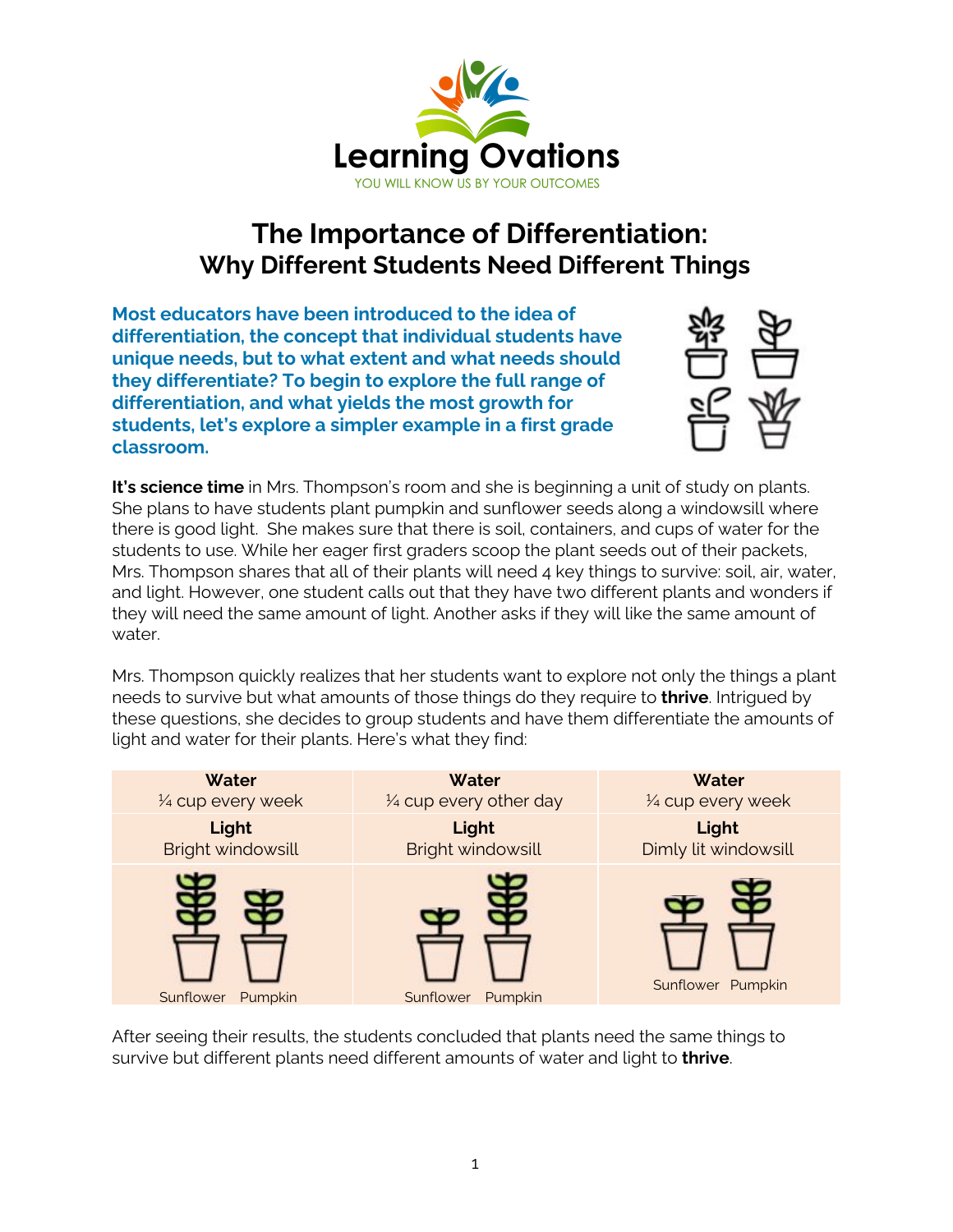Learning Ovations

YOU WILL KNOW US BY YOUR OUTCOMES

# The Importance of Differentiation:
## Why Different Students Need Different Things

**Most educators have been introduced to the idea of differentiation, the concept that individual students have unique needs, but to what extent and what needs should they differentiate? To begin to explore the full range of differentiation, and what yields the most growth for students, let's explore a simpler example in a first grade classroom.**

**It's science time** in Mrs. Thompson's room and she is beginning a unit of study on plants. She plans to have students plant pumpkin and sunflower seeds along a windowsill where there is good light. She makes sure that there is soil, containers, and cups of water for the students to use. While her eager first graders scoop the plant seeds out of their packets, Mrs. Thompson shares that all of their plants will need 4 key things to survive: soil, air, water, and light. However, one student calls out that they have two different plants and wonders if they will need the same amount of light. Another asks if they will like the same amount of water.

Mrs. Thompson quickly realizes that her students want to explore not only the things a plant needs to survive but what amounts of those things do they require to **thrive**. Intrigued by these questions, she decides to group students and have them differentiate the amounts of light and water for their plants. Here's what they find:

| **Water**<br>¼ cup every week | **Water**<br>¼ cup every other day | **Water**<br>¼ cup every week |
|---|---|---|
| **Light**<br>Bright windowsill | **Light**<br>Bright windowsill | **Light**<br>Dimly lit windowsill |
| Sunflower Pumpkin | Sunflower Pumpkin | Sunflower Pumpkin |

After seeing their results, the students concluded that plants need the same things to survive but different plants need different amounts of water and light to **thrive**.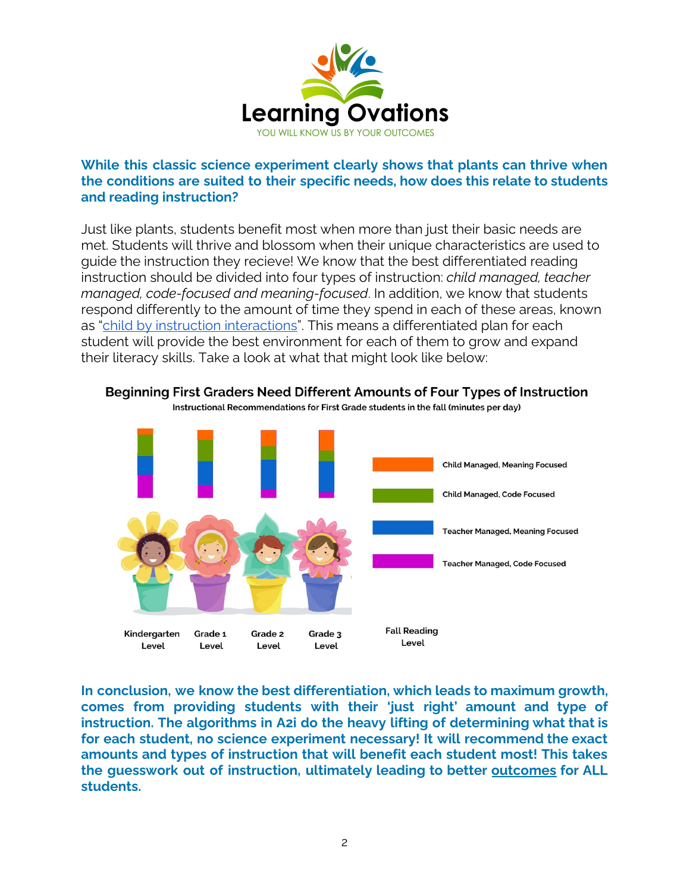**While this classic science experiment clearly shows that plants can thrive when the conditions are suited to their specific needs, how does this relate to students and reading instruction?**

Just like plants, students benefit most when more than just their basic needs are met. Students will thrive and blossom when their unique characteristics are used to guide the instruction they recieve! We know that the best differentiated reading instruction should be divided into four types of instruction: *child managed, teacher managed, code-focused and meaning-focused*. In addition, we know that students respond differently to the amount of time they spend in each of these areas, known as "child by instruction interactions". This means a differentiated plan for each student will provide the best environment for each of them to grow and expand their literacy skills. Take a look at what that might look like below:

**Beginning First Graders Need Different Amounts of Four Types of Instruction**

Instructional Recommendations for First Grade students in the fall (minutes per day)

Child Managed, Meaning Focused

Child Managed, Code Focused

Teacher Managed, Meaning Focused

Teacher Managed, Code Focused

Kindergarten Level

Grade 1 Level

Grade 2 Level

Grade 3 Level

Fall Reading Level

**In conclusion, we know the best differentiation, which leads to maximum growth, comes from providing students with their 'just right' amount and type of instruction. The algorithms in A2i do the heavy lifting of determining what that is for each student, no science experiment necessary! It will recommend the exact amounts and types of instruction that will benefit each student most! This takes the guesswork out of instruction, ultimately leading to better outcomes for ALL students.**